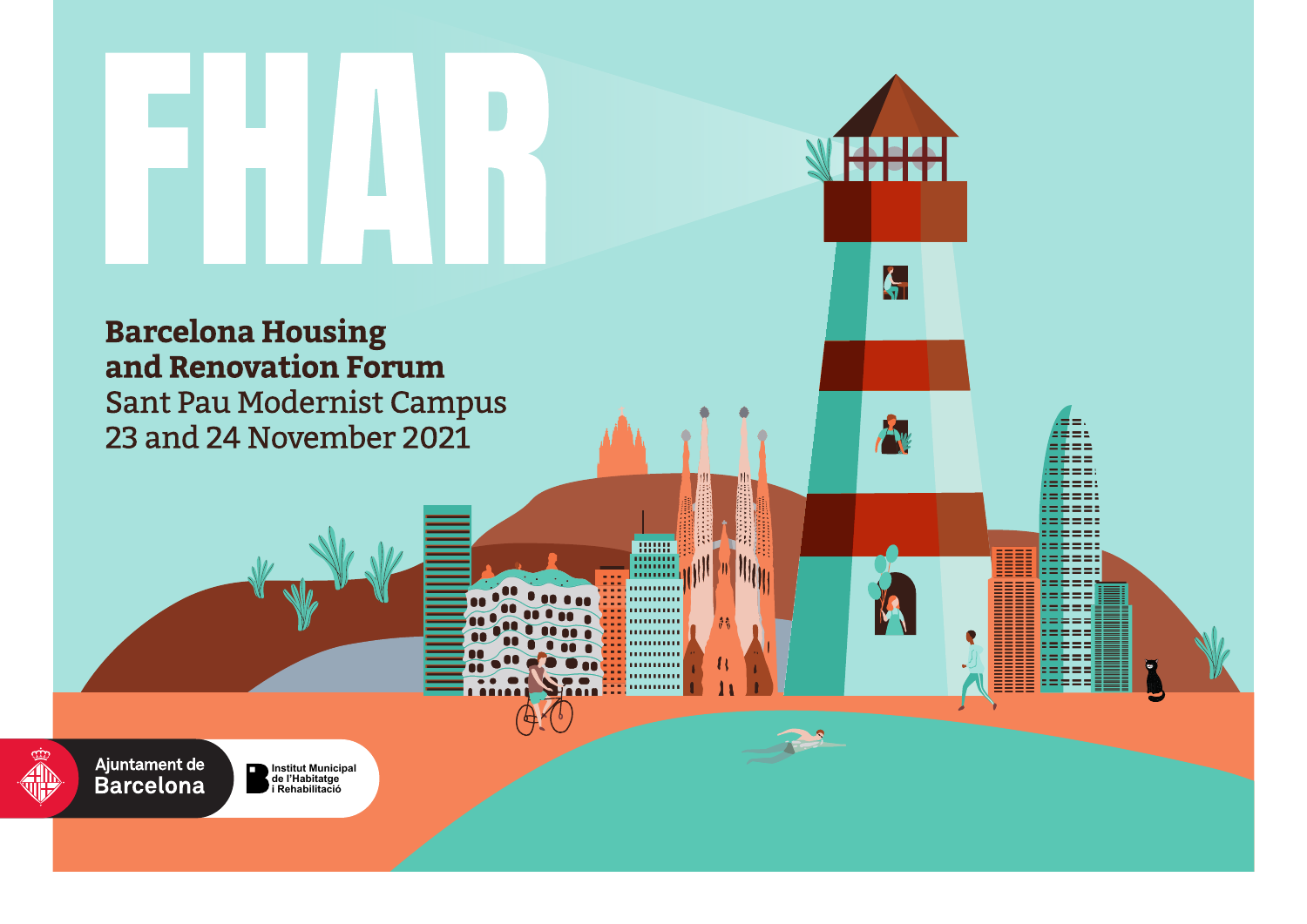# FHAR

**Barcelona Housing and Renovation Forum**

Sant Pau Modernist Campus

23 and 24 November 2021

Ajuntament de Barcelona

Institut Municipal de l'Habitatge i Rehabilitació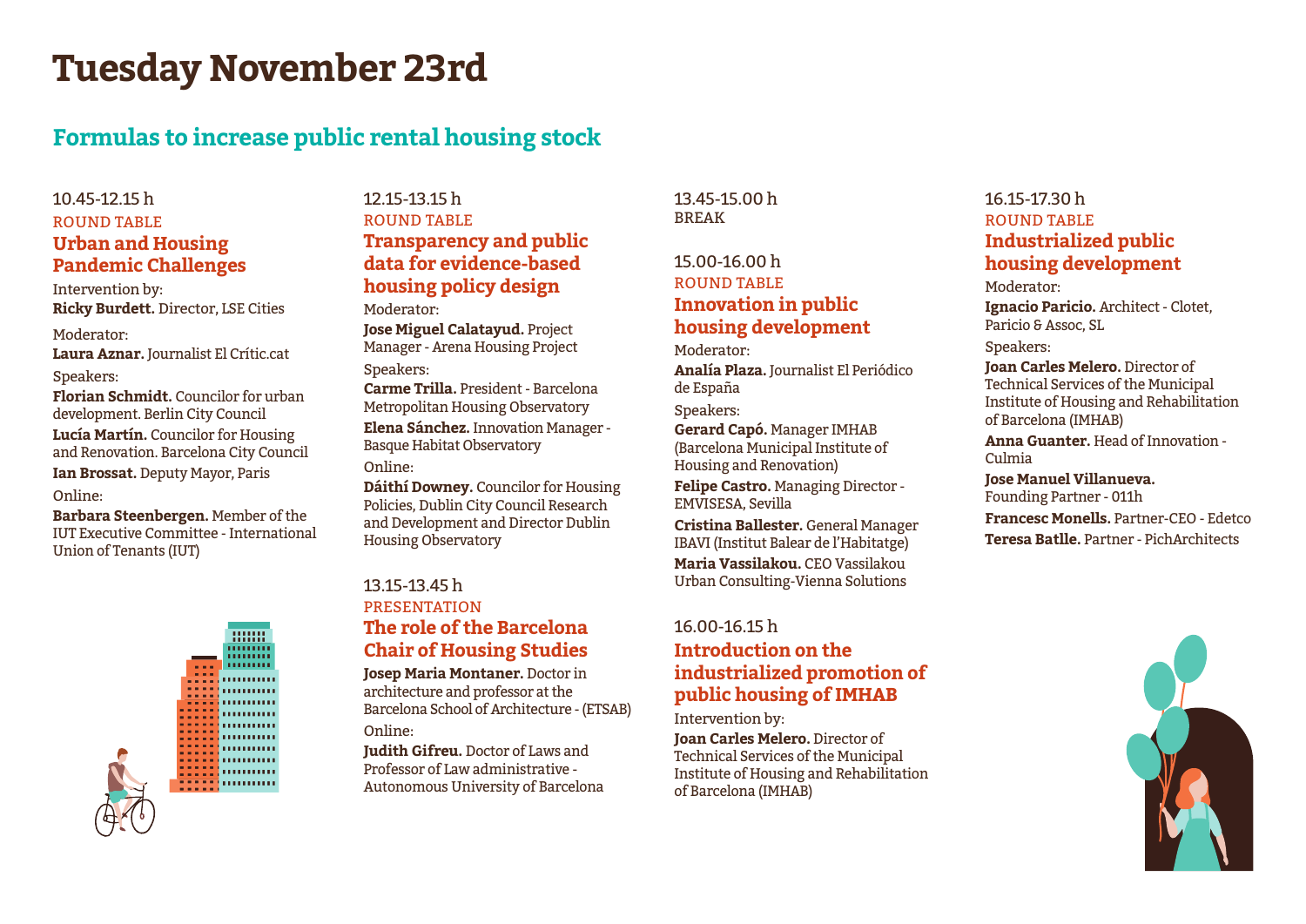# Tuesday November 23rd

## Formulas to increase public rental housing stock

10.45-12.15 h

ROUND TABLE

### Urban and Housing Pandemic Challenges

Intervention by:

**Ricky Burdett.** Director, LSE Cities

Moderator:

**Laura Aznar.** Journalist El Crític.cat

Speakers:

**Florian Schmidt.** Councilor for urban development. Berlin City Council

**Lucía Martín.** Councilor for Housing and Renovation. Barcelona City Council

**Ian Brossat.** Deputy Mayor, Paris

Online:

**Barbara Steenbergen.** Member of the IUT Executive Committee - International Union of Tenants (IUT)

12.15-13.15 h

ROUND TABLE

### Transparency and public data for evidence-based housing policy design

Moderator:

**Jose Miguel Calatayud.** Project Manager - Arena Housing Project

Speakers:

**Carme Trilla.** President - Barcelona Metropolitan Housing Observatory

**Elena Sánchez.** Innovation Manager - Basque Habitat Observatory

Online:

**Dáithí Downey.** Councilor for Housing Policies, Dublin City Council Research and Development and Director Dublin Housing Observatory

13.15-13.45 h

PRESENTATION

### The role of the Barcelona Chair of Housing Studies

**Josep Maria Montaner.** Doctor in architecture and professor at the Barcelona School of Architecture - (ETSAB)

Online:

**Judith Gifreu.** Doctor of Laws and Professor of Law administrative - Autonomous University of Barcelona

13.45-15.00 h

BREAK

15.00-16.00 h

ROUND TABLE

### Innovation in public housing development

Moderator:

**Analía Plaza.** Journalist El Periódico de España

Speakers:

**Gerard Capó.** Manager IMHAB (Barcelona Municipal Institute of Housing and Renovation)

**Felipe Castro.** Managing Director - EMVISESA, Sevilla

**Cristina Ballester.** General Manager IBAVI (Institut Balear de l'Habitatge)

**Maria Vassilakou.** CEO Vassilakou Urban Consulting-Vienna Solutions

16.00-16.15 h

### Introduction on the industrialized promotion of public housing of IMHAB

Intervention by:

**Joan Carles Melero.** Director of Technical Services of the Municipal Institute of Housing and Rehabilitation of Barcelona (IMHAB)

16.15-17.30 h

ROUND TABLE

### Industrialized public housing development

Moderator:

**Ignacio Paricio.** Architect - Clotet, Paricio & Assoc, SL

Speakers:

**Joan Carles Melero.** Director of Technical Services of the Municipal Institute of Housing and Rehabilitation of Barcelona (IMHAB)

**Anna Guanter.** Head of Innovation - Culmia

**Jose Manuel Villanueva.** Founding Partner - 011h

**Francesc Monells.** Partner-CEO - Edetco

**Teresa Batlle.** Partner - PichArchitects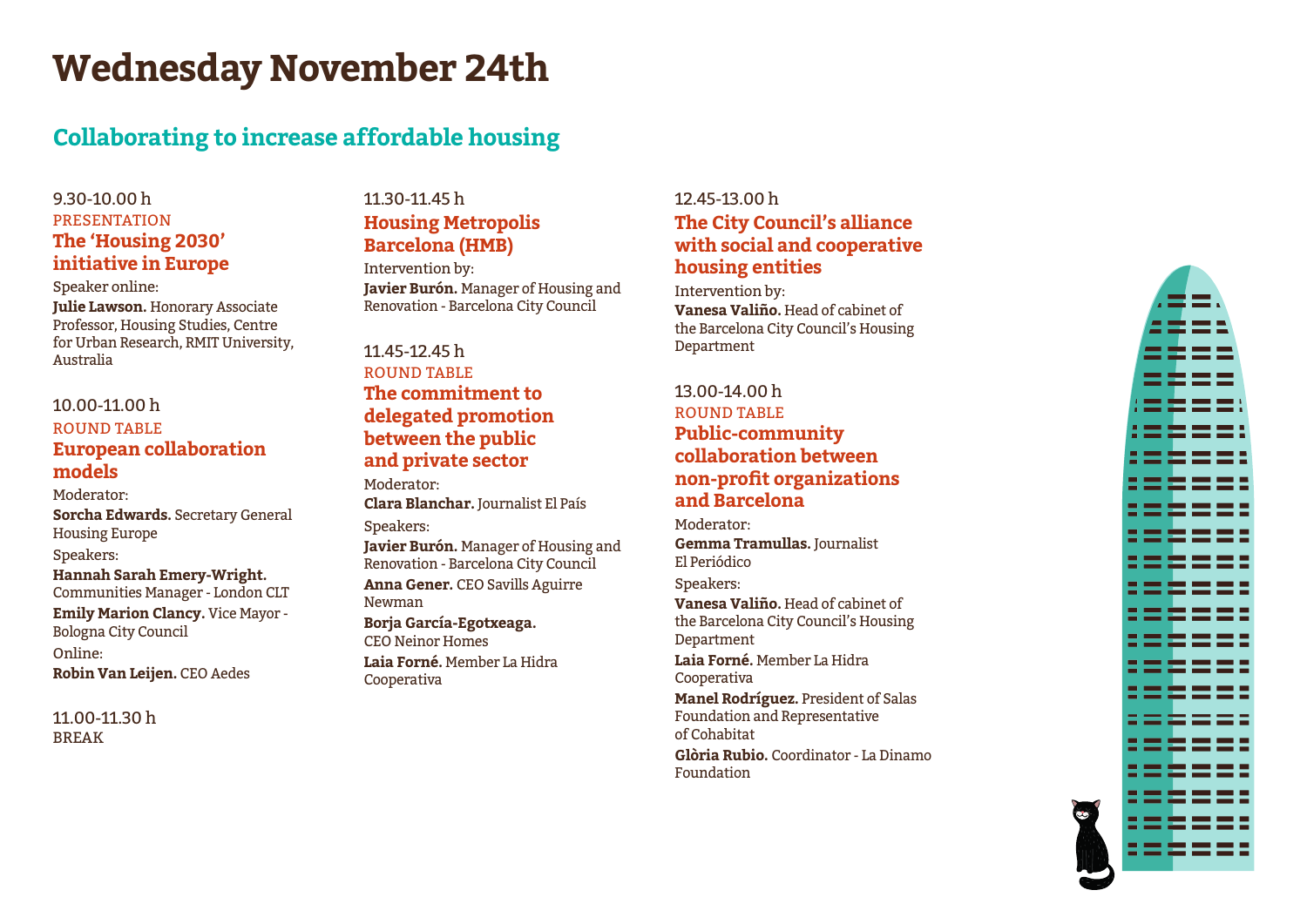# Wednesday November 24th

## Collaborating to increase affordable housing

9.30-10.00 h
PRESENTATION
### The 'Housing 2030' initiative in Europe

Speaker online:
**Julie Lawson.** Honorary Associate Professor, Housing Studies, Centre for Urban Research, RMIT University, Australia

10.00-11.00 h
ROUND TABLE
### European collaboration models

Moderator:
**Sorcha Edwards.** Secretary General Housing Europe

Speakers:
**Hannah Sarah Emery-Wright.** Communities Manager - London CLT
**Emily Marion Clancy.** Vice Mayor - Bologna City Council

Online:
**Robin Van Leijen.** CEO Aedes

11.00-11.30 h
BREAK

11.30-11.45 h
### Housing Metropolis Barcelona (HMB)

Intervention by:
**Javier Burón.** Manager of Housing and Renovation - Barcelona City Council

11.45-12.45 h
ROUND TABLE
### The commitment to delegated promotion between the public and private sector

Moderator:
**Clara Blanchar.** Journalist El País

Speakers:
**Javier Burón.** Manager of Housing and Renovation - Barcelona City Council
**Anna Gener.** CEO Savills Aguirre Newman
**Borja García-Egotxeaga.** CEO Neinor Homes
**Laia Forné.** Member La Hidra Cooperativa

12.45-13.00 h
### The City Council's alliance with social and cooperative housing entities

Intervention by:
**Vanesa Valiño.** Head of cabinet of the Barcelona City Council's Housing Department

13.00-14.00 h
ROUND TABLE
### Public-community collaboration between non-profit organizations and Barcelona

Moderator:
**Gemma Tramullas.** Journalist El Periódico

Speakers:
**Vanesa Valiño.** Head of cabinet of the Barcelona City Council's Housing Department
**Laia Forné.** Member La Hidra Cooperativa
**Manel Rodríguez.** President of Salas Foundation and Representative of Cohabitat
**Glòria Rubio.** Coordinator - La Dinamo Foundation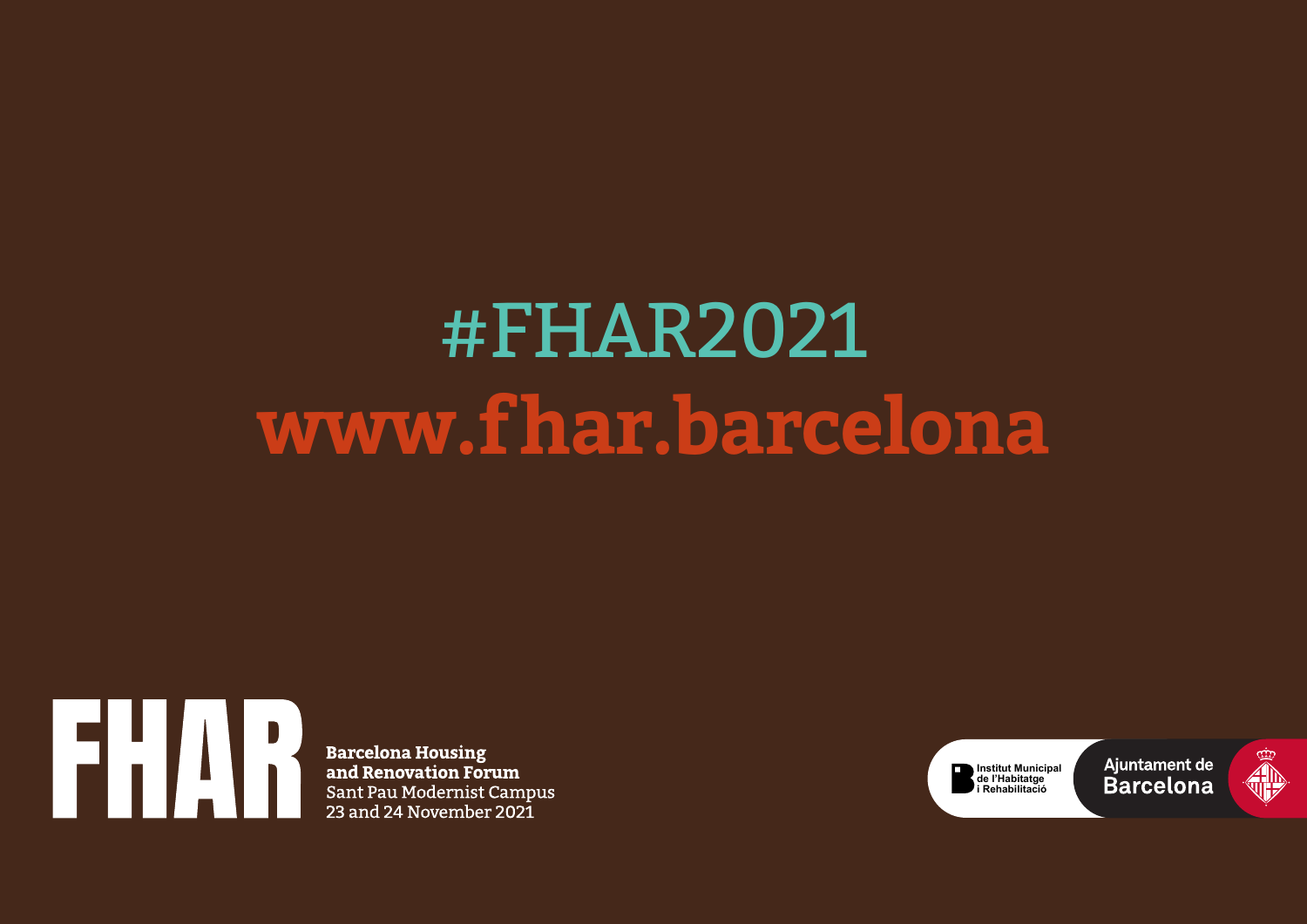#FHAR2021

**www.fhar.barcelona**

FHAR

**Barcelona Housing**
**and Renovation Forum**
Sant Pau Modernist Campus
23 and 24 November 2021

Institut Municipal de l'Habitatge i Rehabilitació

Ajuntament de Barcelona